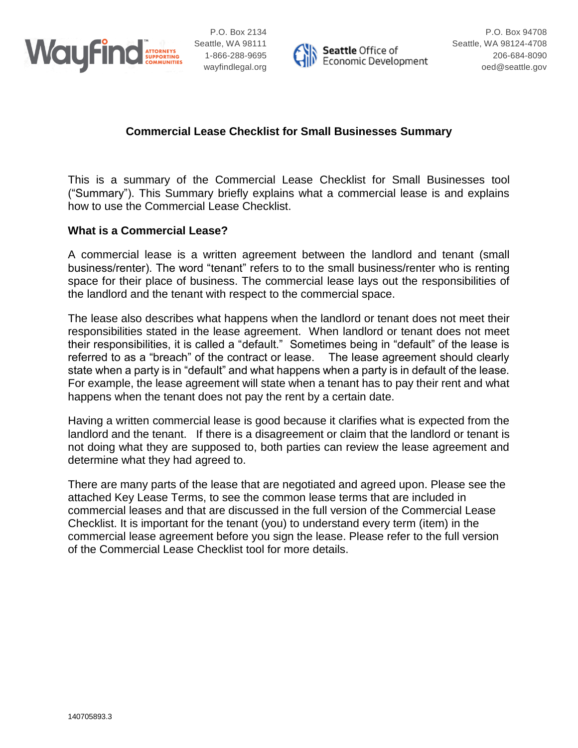Wayfind™ ATTORNEYS SUPPORTING COMMUNITIES

P.O. Box 2134
Seattle, WA 98111
1-866-288-9695
wayfindlegal.org

Seattle Office of Economic Development

P.O. Box 94708
Seattle, WA 98124-4708
206-684-8090
oed@seattle.gov

## Commercial Lease Checklist for Small Businesses Summary

This is a summary of the Commercial Lease Checklist for Small Businesses tool ("Summary"). This Summary briefly explains what a commercial lease is and explains how to use the Commercial Lease Checklist.

### What is a Commercial Lease?

A commercial lease is a written agreement between the landlord and tenant (small business/renter). The word "tenant" refers to to the small business/renter who is renting space for their place of business. The commercial lease lays out the responsibilities of the landlord and the tenant with respect to the commercial space.

The lease also describes what happens when the landlord or tenant does not meet their responsibilities stated in the lease agreement. When landlord or tenant does not meet their responsibilities, it is called a "default." Sometimes being in "default" of the lease is referred to as a "breach" of the contract or lease. The lease agreement should clearly state when a party is in "default" and what happens when a party is in default of the lease. For example, the lease agreement will state when a tenant has to pay their rent and what happens when the tenant does not pay the rent by a certain date.

Having a written commercial lease is good because it clarifies what is expected from the landlord and the tenant. If there is a disagreement or claim that the landlord or tenant is not doing what they are supposed to, both parties can review the lease agreement and determine what they had agreed to.

There are many parts of the lease that are negotiated and agreed upon. Please see the attached Key Lease Terms, to see the common lease terms that are included in commercial leases and that are discussed in the full version of the Commercial Lease Checklist. It is important for the tenant (you) to understand every term (item) in the commercial lease agreement before you sign the lease. Please refer to the full version of the Commercial Lease Checklist tool for more details.

140705893.3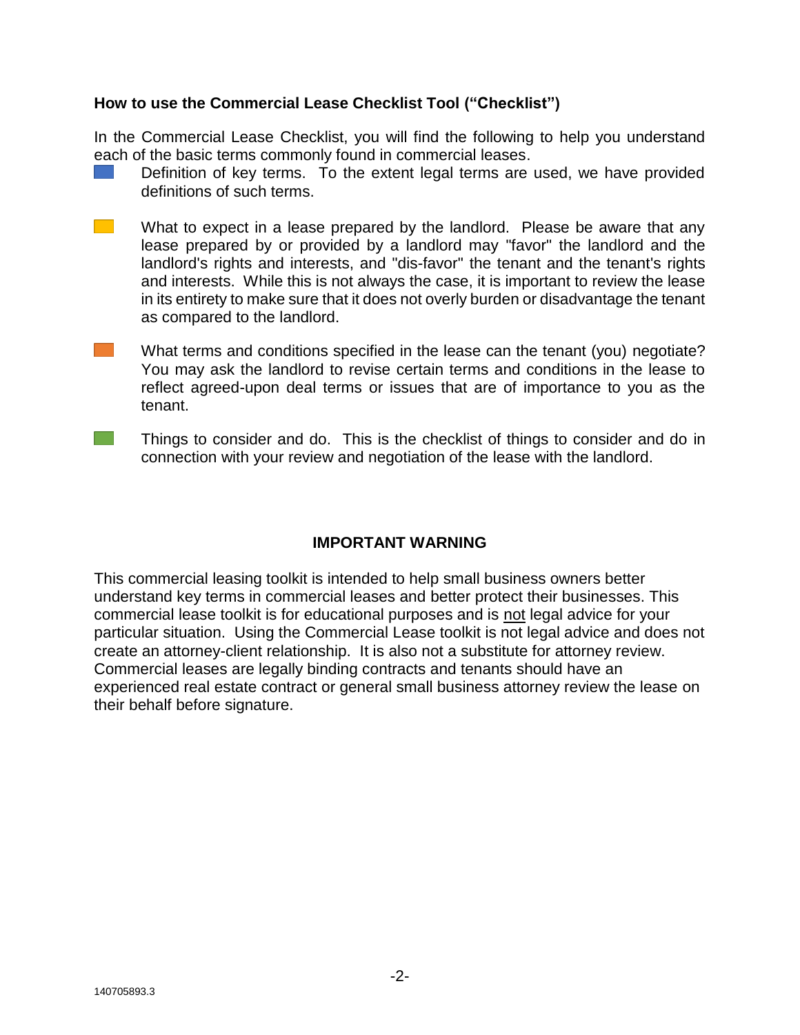**How to use the Commercial Lease Checklist Tool ("Checklist")**

In the Commercial Lease Checklist, you will find the following to help you understand each of the basic terms commonly found in commercial leases.

- Definition of key terms. To the extent legal terms are used, we have provided definitions of such terms.

- What to expect in a lease prepared by the landlord. Please be aware that any lease prepared by or provided by a landlord may "favor" the landlord and the landlord's rights and interests, and "dis-favor" the tenant and the tenant's rights and interests. While this is not always the case, it is important to review the lease in its entirety to make sure that it does not overly burden or disadvantage the tenant as compared to the landlord.

- What terms and conditions specified in the lease can the tenant (you) negotiate? You may ask the landlord to revise certain terms and conditions in the lease to reflect agreed-upon deal terms or issues that are of importance to you as the tenant.

- Things to consider and do. This is the checklist of things to consider and do in connection with your review and negotiation of the lease with the landlord.

**IMPORTANT WARNING**

This commercial leasing toolkit is intended to help small business owners better understand key terms in commercial leases and better protect their businesses. This commercial lease toolkit is for educational purposes and is <u>not</u> legal advice for your particular situation. Using the Commercial Lease toolkit is not legal advice and does not create an attorney-client relationship. It is also not a substitute for attorney review. Commercial leases are legally binding contracts and tenants should have an experienced real estate contract or general small business attorney review the lease on their behalf before signature.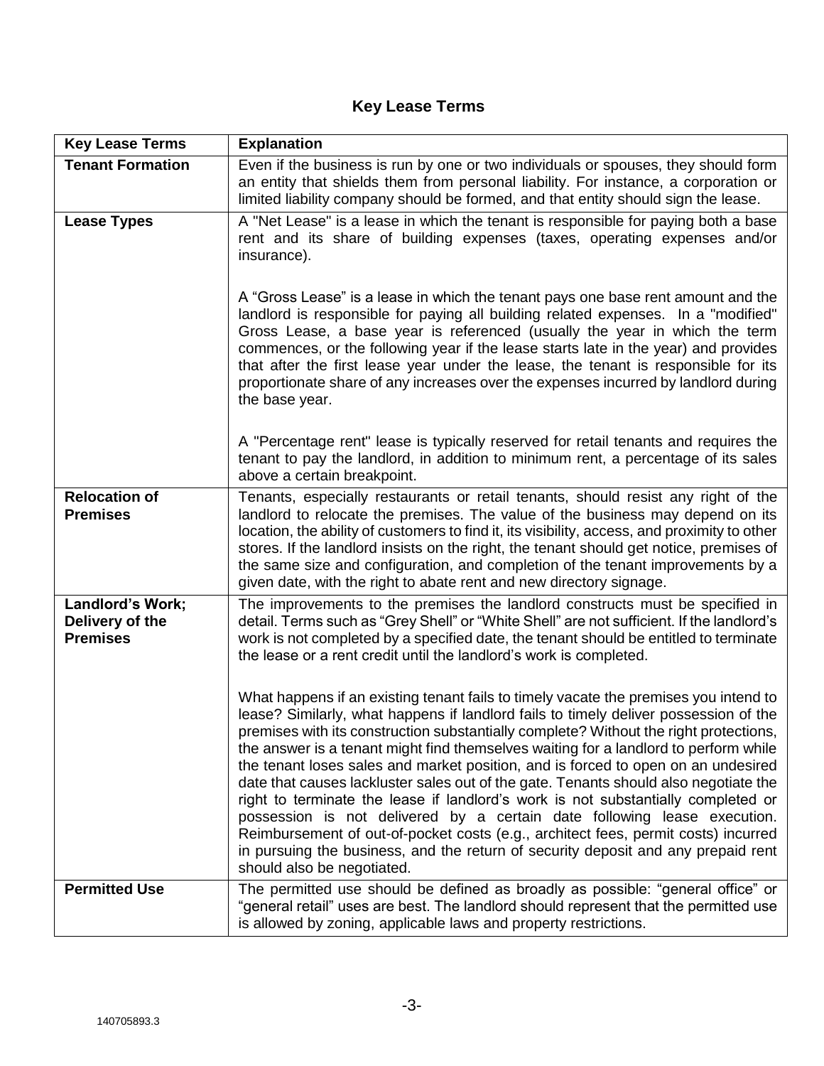# Key Lease Terms

| Key Lease Terms | Explanation |
|---|---|
| **Tenant Formation** | Even if the business is run by one or two individuals or spouses, they should form an entity that shields them from personal liability. For instance, a corporation or limited liability company should be formed, and that entity should sign the lease. |
| **Lease Types** | A "Net Lease" is a lease in which the tenant is responsible for paying both a base rent and its share of building expenses (taxes, operating expenses and/or insurance).<br><br>A "Gross Lease" is a lease in which the tenant pays one base rent amount and the landlord is responsible for paying all building related expenses. In a "modified" Gross Lease, a base year is referenced (usually the year in which the term commences, or the following year if the lease starts late in the year) and provides that after the first lease year under the lease, the tenant is responsible for its proportionate share of any increases over the expenses incurred by landlord during the base year.<br><br>A "Percentage rent" lease is typically reserved for retail tenants and requires the tenant to pay the landlord, in addition to minimum rent, a percentage of its sales above a certain breakpoint. |
| **Relocation of Premises** | Tenants, especially restaurants or retail tenants, should resist any right of the landlord to relocate the premises. The value of the business may depend on its location, the ability of customers to find it, its visibility, access, and proximity to other stores. If the landlord insists on the right, the tenant should get notice, premises of the same size and configuration, and completion of the tenant improvements by a given date, with the right to abate rent and new directory signage. |
| **Landlord's Work; Delivery of the Premises** | The improvements to the premises the landlord constructs must be specified in detail. Terms such as "Grey Shell" or "White Shell" are not sufficient. If the landlord's work is not completed by a specified date, the tenant should be entitled to terminate the lease or a rent credit until the landlord's work is completed.<br><br>What happens if an existing tenant fails to timely vacate the premises you intend to lease? Similarly, what happens if landlord fails to timely deliver possession of the premises with its construction substantially complete? Without the right protections, the answer is a tenant might find themselves waiting for a landlord to perform while the tenant loses sales and market position, and is forced to open on an undesired date that causes lackluster sales out of the gate. Tenants should also negotiate the right to terminate the lease if landlord's work is not substantially completed or possession is not delivered by a certain date following lease execution. Reimbursement of out-of-pocket costs (e.g., architect fees, permit costs) incurred in pursuing the business, and the return of security deposit and any prepaid rent should also be negotiated. |
| **Permitted Use** | The permitted use should be defined as broadly as possible: "general office" or "general retail" uses are best. The landlord should represent that the permitted use is allowed by zoning, applicable laws and property restrictions. |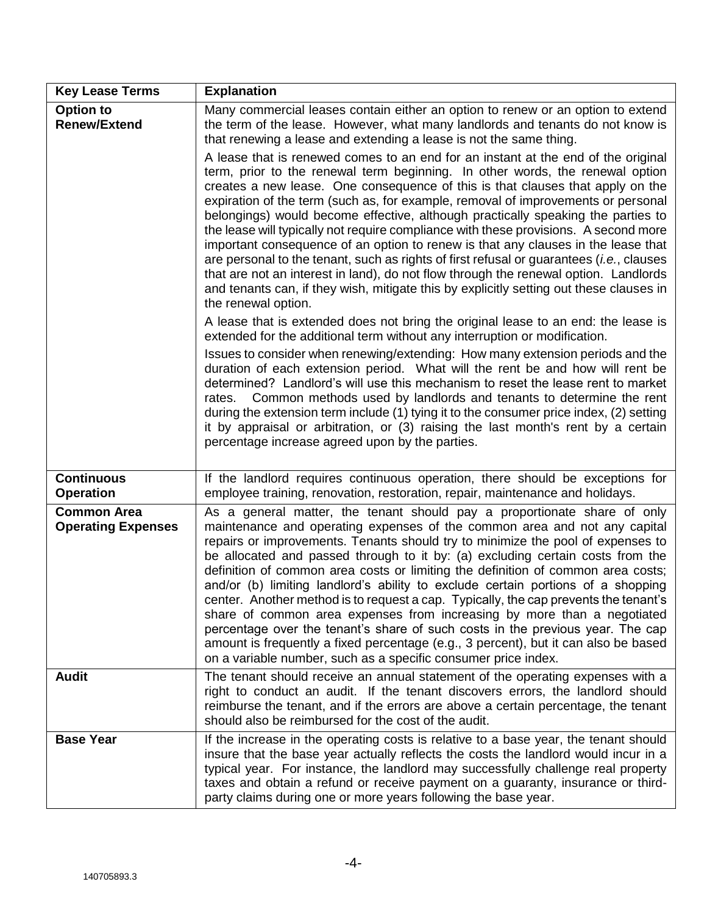| Key Lease Terms | Explanation |
|---|---|
| **Option to Renew/Extend** | Many commercial leases contain either an option to renew or an option to extend the term of the lease. However, what many landlords and tenants do not know is that renewing a lease and extending a lease is not the same thing.<br><br>A lease that is renewed comes to an end for an instant at the end of the original term, prior to the renewal term beginning. In other words, the renewal option creates a new lease. One consequence of this is that clauses that apply on the expiration of the term (such as, for example, removal of improvements or personal belongings) would become effective, although practically speaking the parties to the lease will typically not require compliance with these provisions. A second more important consequence of an option to renew is that any clauses in the lease that are personal to the tenant, such as rights of first refusal or guarantees (*i.e.*, clauses that are not an interest in land), do not flow through the renewal option. Landlords and tenants can, if they wish, mitigate this by explicitly setting out these clauses in the renewal option.<br><br>A lease that is extended does not bring the original lease to an end: the lease is extended for the additional term without any interruption or modification.<br><br>Issues to consider when renewing/extending: How many extension periods and the duration of each extension period. What will the rent be and how will rent be determined? Landlord's will use this mechanism to reset the lease rent to market rates. Common methods used by landlords and tenants to determine the rent during the extension term include (1) tying it to the consumer price index, (2) setting it by appraisal or arbitration, or (3) raising the last month's rent by a certain percentage increase agreed upon by the parties. |
| **Continuous Operation** | If the landlord requires continuous operation, there should be exceptions for employee training, renovation, restoration, repair, maintenance and holidays. |
| **Common Area Operating Expenses** | As a general matter, the tenant should pay a proportionate share of only maintenance and operating expenses of the common area and not any capital repairs or improvements. Tenants should try to minimize the pool of expenses to be allocated and passed through to it by: (a) excluding certain costs from the definition of common area costs or limiting the definition of common area costs; and/or (b) limiting landlord's ability to exclude certain portions of a shopping center. Another method is to request a cap. Typically, the cap prevents the tenant's share of common area expenses from increasing by more than a negotiated percentage over the tenant's share of such costs in the previous year. The cap amount is frequently a fixed percentage (e.g., 3 percent), but it can also be based on a variable number, such as a specific consumer price index. |
| **Audit** | The tenant should receive an annual statement of the operating expenses with a right to conduct an audit. If the tenant discovers errors, the landlord should reimburse the tenant, and if the errors are above a certain percentage, the tenant should also be reimbursed for the cost of the audit. |
| **Base Year** | If the increase in the operating costs is relative to a base year, the tenant should insure that the base year actually reflects the costs the landlord would incur in a typical year. For instance, the landlord may successfully challenge real property taxes and obtain a refund or receive payment on a guaranty, insurance or third-party claims during one or more years following the base year. |

140705893.3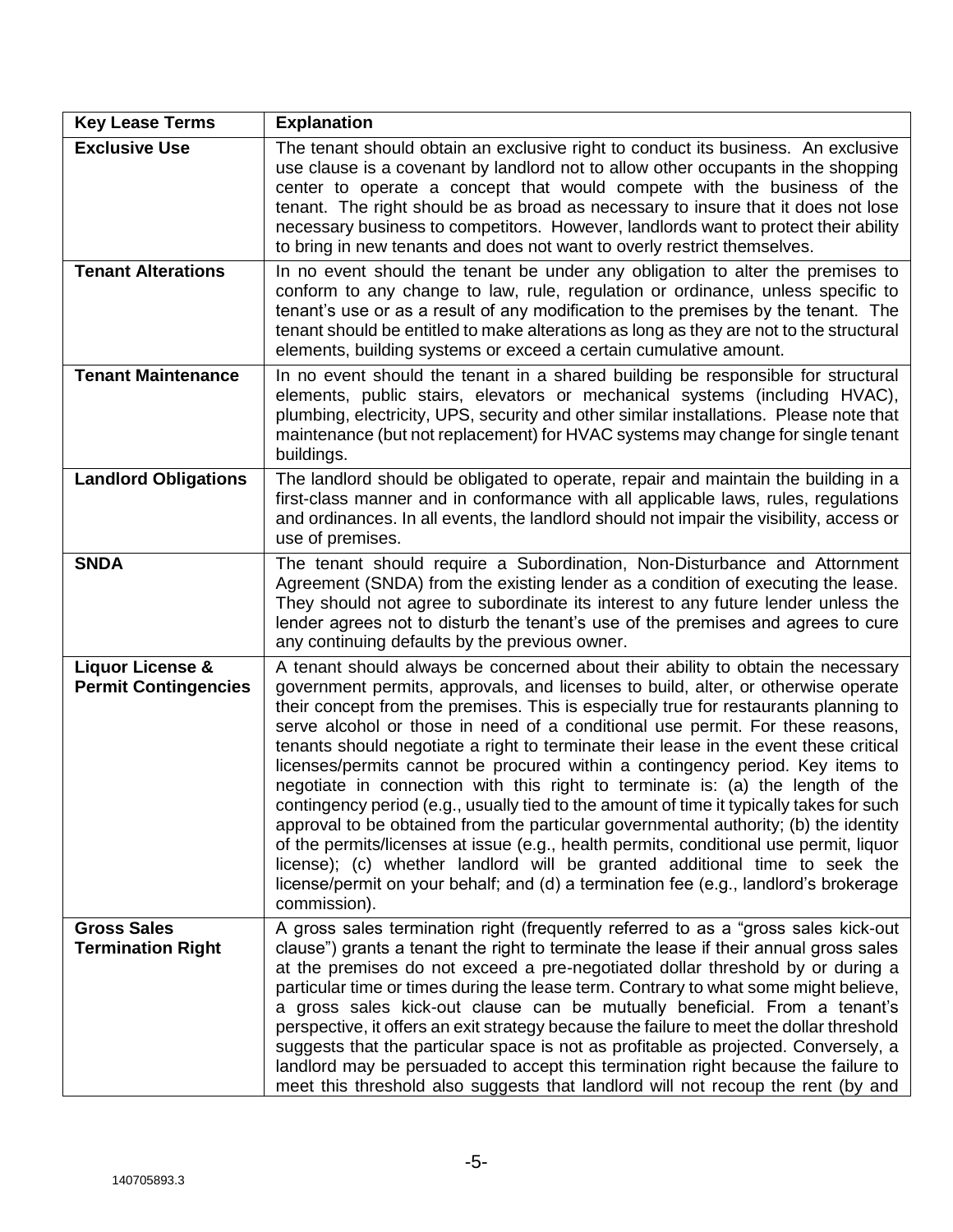| Key Lease Terms | Explanation |
|---|---|
| **Exclusive Use** | The tenant should obtain an exclusive right to conduct its business. An exclusive use clause is a covenant by landlord not to allow other occupants in the shopping center to operate a concept that would compete with the business of the tenant. The right should be as broad as necessary to insure that it does not lose necessary business to competitors. However, landlords want to protect their ability to bring in new tenants and does not want to overly restrict themselves. |
| **Tenant Alterations** | In no event should the tenant be under any obligation to alter the premises to conform to any change to law, rule, regulation or ordinance, unless specific to tenant's use or as a result of any modification to the premises by the tenant. The tenant should be entitled to make alterations as long as they are not to the structural elements, building systems or exceed a certain cumulative amount. |
| **Tenant Maintenance** | In no event should the tenant in a shared building be responsible for structural elements, public stairs, elevators or mechanical systems (including HVAC), plumbing, electricity, UPS, security and other similar installations. Please note that maintenance (but not replacement) for HVAC systems may change for single tenant buildings. |
| **Landlord Obligations** | The landlord should be obligated to operate, repair and maintain the building in a first-class manner and in conformance with all applicable laws, rules, regulations and ordinances. In all events, the landlord should not impair the visibility, access or use of premises. |
| **SNDA** | The tenant should require a Subordination, Non-Disturbance and Attornment Agreement (SNDA) from the existing lender as a condition of executing the lease. They should not agree to subordinate its interest to any future lender unless the lender agrees not to disturb the tenant's use of the premises and agrees to cure any continuing defaults by the previous owner. |
| **Liquor License & Permit Contingencies** | A tenant should always be concerned about their ability to obtain the necessary government permits, approvals, and licenses to build, alter, or otherwise operate their concept from the premises. This is especially true for restaurants planning to serve alcohol or those in need of a conditional use permit. For these reasons, tenants should negotiate a right to terminate their lease in the event these critical licenses/permits cannot be procured within a contingency period. Key items to negotiate in connection with this right to terminate is: (a) the length of the contingency period (e.g., usually tied to the amount of time it typically takes for such approval to be obtained from the particular governmental authority; (b) the identity of the permits/licenses at issue (e.g., health permits, conditional use permit, liquor license); (c) whether landlord will be granted additional time to seek the license/permit on your behalf; and (d) a termination fee (e.g., landlord's brokerage commission). |
| **Gross Sales Termination Right** | A gross sales termination right (frequently referred to as a "gross sales kick-out clause") grants a tenant the right to terminate the lease if their annual gross sales at the premises do not exceed a pre-negotiated dollar threshold by or during a particular time or times during the lease term. Contrary to what some might believe, a gross sales kick-out clause can be mutually beneficial. From a tenant's perspective, it offers an exit strategy because the failure to meet the dollar threshold suggests that the particular space is not as profitable as projected. Conversely, a landlord may be persuaded to accept this termination right because the failure to meet this threshold also suggests that landlord will not recoup the rent (by and |

140705893.3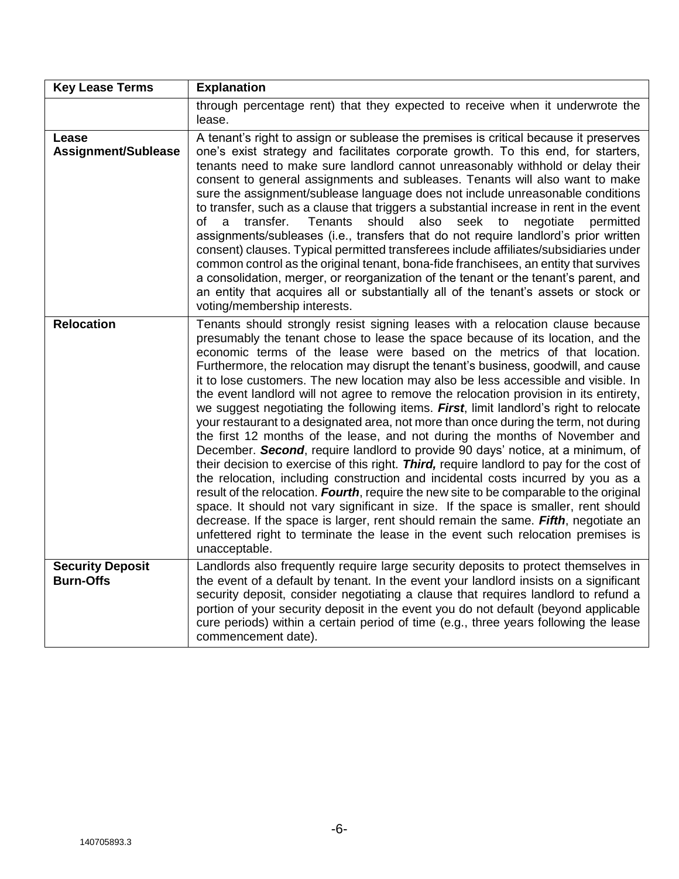| Key Lease Terms | Explanation |
|---|---|
| | through percentage rent) that they expected to receive when it underwrote the lease. |
| **Lease Assignment/Sublease** | A tenant's right to assign or sublease the premises is critical because it preserves one's exist strategy and facilitates corporate growth. To this end, for starters, tenants need to make sure landlord cannot unreasonably withhold or delay their consent to general assignments and subleases. Tenants will also want to make sure the assignment/sublease language does not include unreasonable conditions to transfer, such as a clause that triggers a substantial increase in rent in the event of a transfer. Tenants should also seek to negotiate permitted assignments/subleases (i.e., transfers that do not require landlord's prior written consent) clauses. Typical permitted transferees include affiliates/subsidiaries under common control as the original tenant, bona-fide franchisees, an entity that survives a consolidation, merger, or reorganization of the tenant or the tenant's parent, and an entity that acquires all or substantially all of the tenant's assets or stock or voting/membership interests. |
| **Relocation** | Tenants should strongly resist signing leases with a relocation clause because presumably the tenant chose to lease the space because of its location, and the economic terms of the lease were based on the metrics of that location. Furthermore, the relocation may disrupt the tenant's business, goodwill, and cause it to lose customers. The new location may also be less accessible and visible. In the event landlord will not agree to remove the relocation provision in its entirety, we suggest negotiating the following items. ***First***, limit landlord's right to relocate your restaurant to a designated area, not more than once during the term, not during the first 12 months of the lease, and not during the months of November and December. ***Second***, require landlord to provide 90 days' notice, at a minimum, of their decision to exercise of this right. ***Third,*** require landlord to pay for the cost of the relocation, including construction and incidental costs incurred by you as a result of the relocation. ***Fourth***, require the new site to be comparable to the original space. It should not vary significant in size. If the space is smaller, rent should decrease. If the space is larger, rent should remain the same. ***Fifth***, negotiate an unfettered right to terminate the lease in the event such relocation premises is unacceptable. |
| **Security Deposit Burn-Offs** | Landlords also frequently require large security deposits to protect themselves in the event of a default by tenant. In the event your landlord insists on a significant security deposit, consider negotiating a clause that requires landlord to refund a portion of your security deposit in the event you do not default (beyond applicable cure periods) within a certain period of time (e.g., three years following the lease commencement date). |

140705893.3